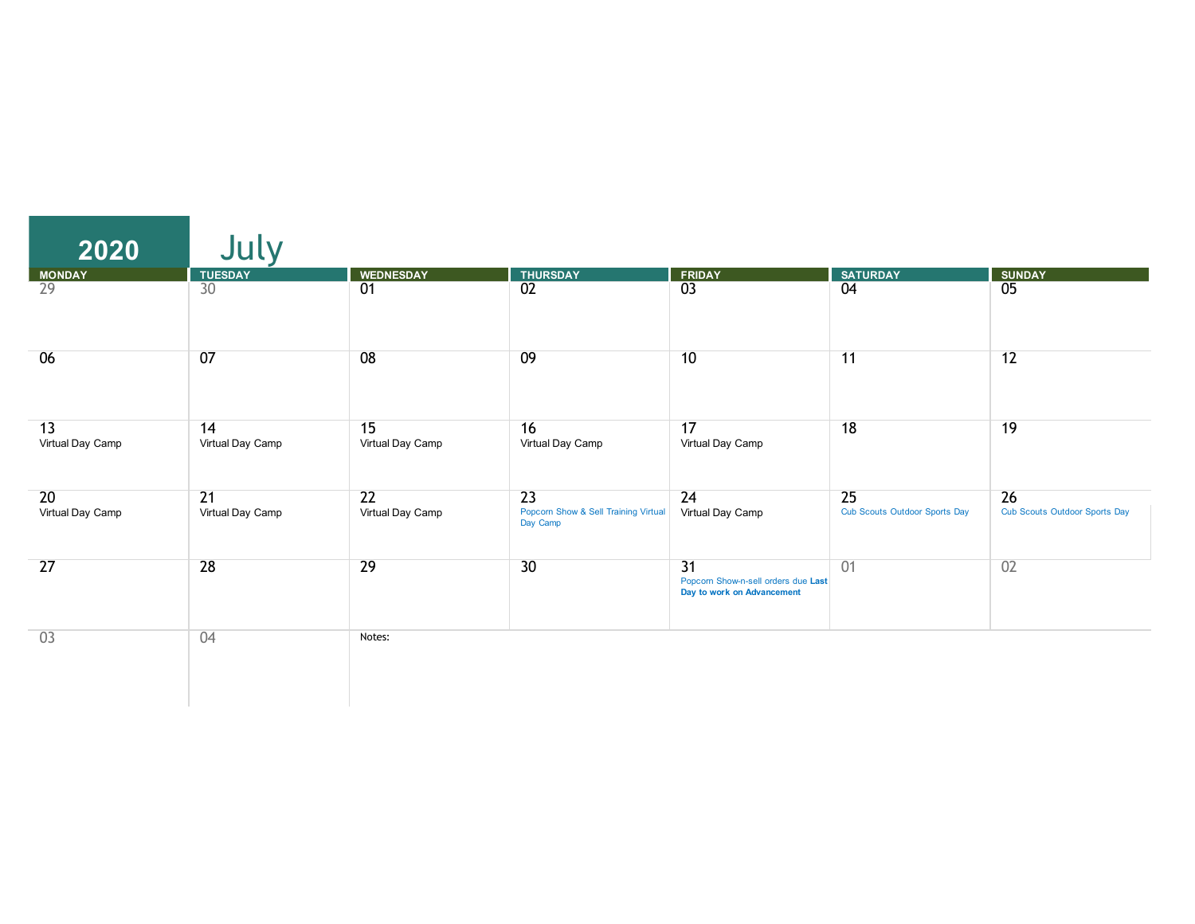# 2020 July

| MONDAY | TUESDAY | WEDNESDAY | THURSDAY | FRIDAY | SATURDAY | SUNDAY |
|---|---|---|---|---|---|---|
| 29 | 30 | 01 | 02 | 03 | 04 | 05 |
| 06 | 07 | 08 | 09 | 10 | 11 | 12 |
| 13 Virtual Day Camp | 14 Virtual Day Camp | 15 Virtual Day Camp | 16 Virtual Day Camp | 17 Virtual Day Camp | 18 | 19 |
| 20 Virtual Day Camp | 21 Virtual Day Camp | 22 Virtual Day Camp | 23 Popcorn Show & Sell Training Virtual Day Camp | 24 Virtual Day Camp | 25 Cub Scouts Outdoor Sports Day | 26 Cub Scouts Outdoor Sports Day |
| 27 | 28 | 29 | 30 | 31 Popcorn Show-n-sell orders due **Last Day to work on Advancement** | 01 | 02 |
| 03 | 04 | Notes: | | | | |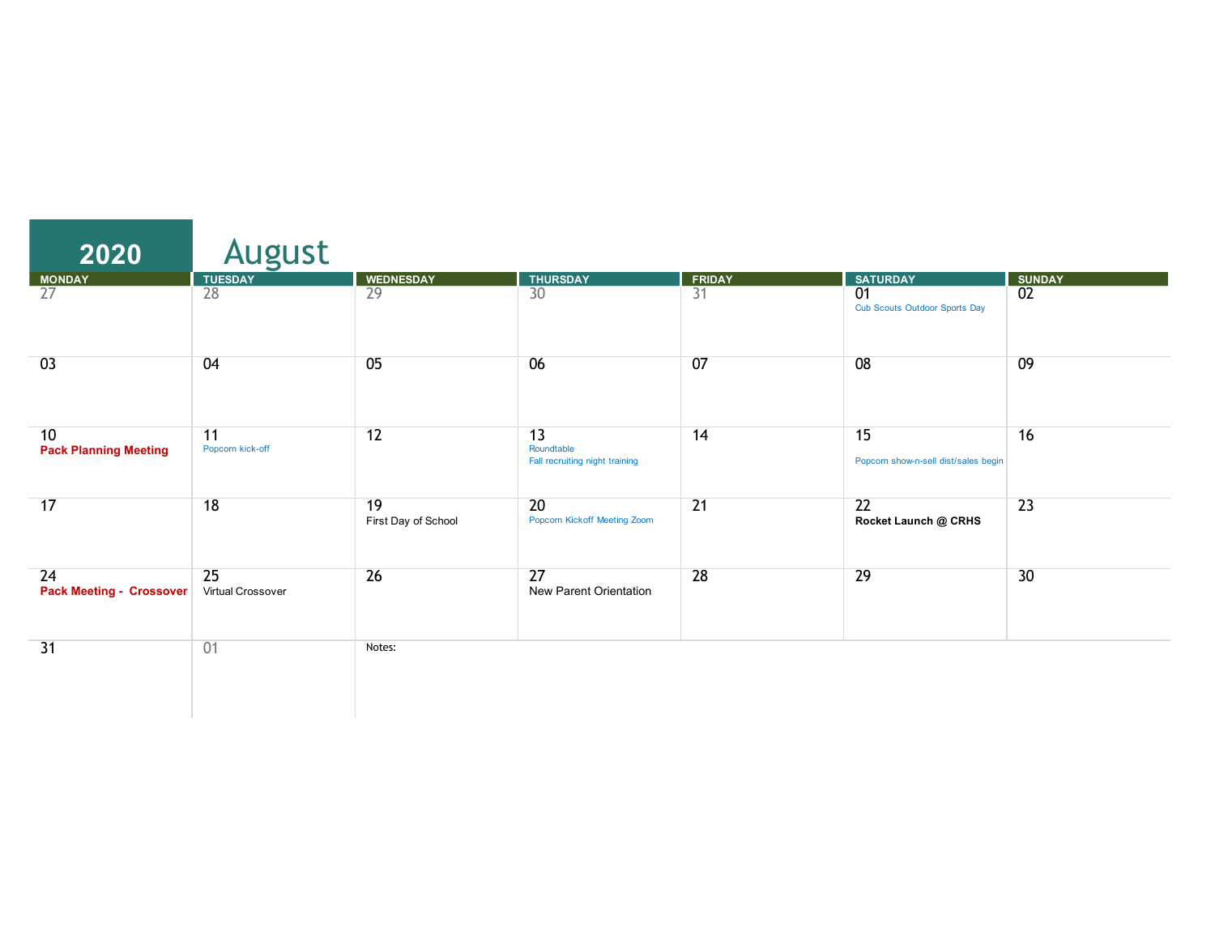# 2020 August

| MONDAY | TUESDAY | WEDNESDAY | THURSDAY | FRIDAY | SATURDAY | SUNDAY |
|---|---|---|---|---|---|---|
| 27 | 28 | 29 | 30 | 31 | 01<br>Cub Scouts Outdoor Sports Day | 02 |
| 03 | 04 | 05 | 06 | 07 | 08 | 09 |
| 10<br>**Pack Planning Meeting** | 11<br>Popcorn kick-off | 12 | 13<br>Roundtable<br>Fall recruiting night training | 14 | 15<br>Popcorn show-n-sell dist/sales begin | 16 |
| 17 | 18 | 19<br>First Day of School | 20<br>Popcorn Kickoff Meeting Zoom | 21 | 22<br>**Rocket Launch @ CRHS** | 23 |
| 24<br>**Pack Meeting - Crossover** | 25<br>Virtual Crossover | 26 | 27<br>New Parent Orientation | 28 | 29 | 30 |
| 31 | 01 | Notes: | | | | |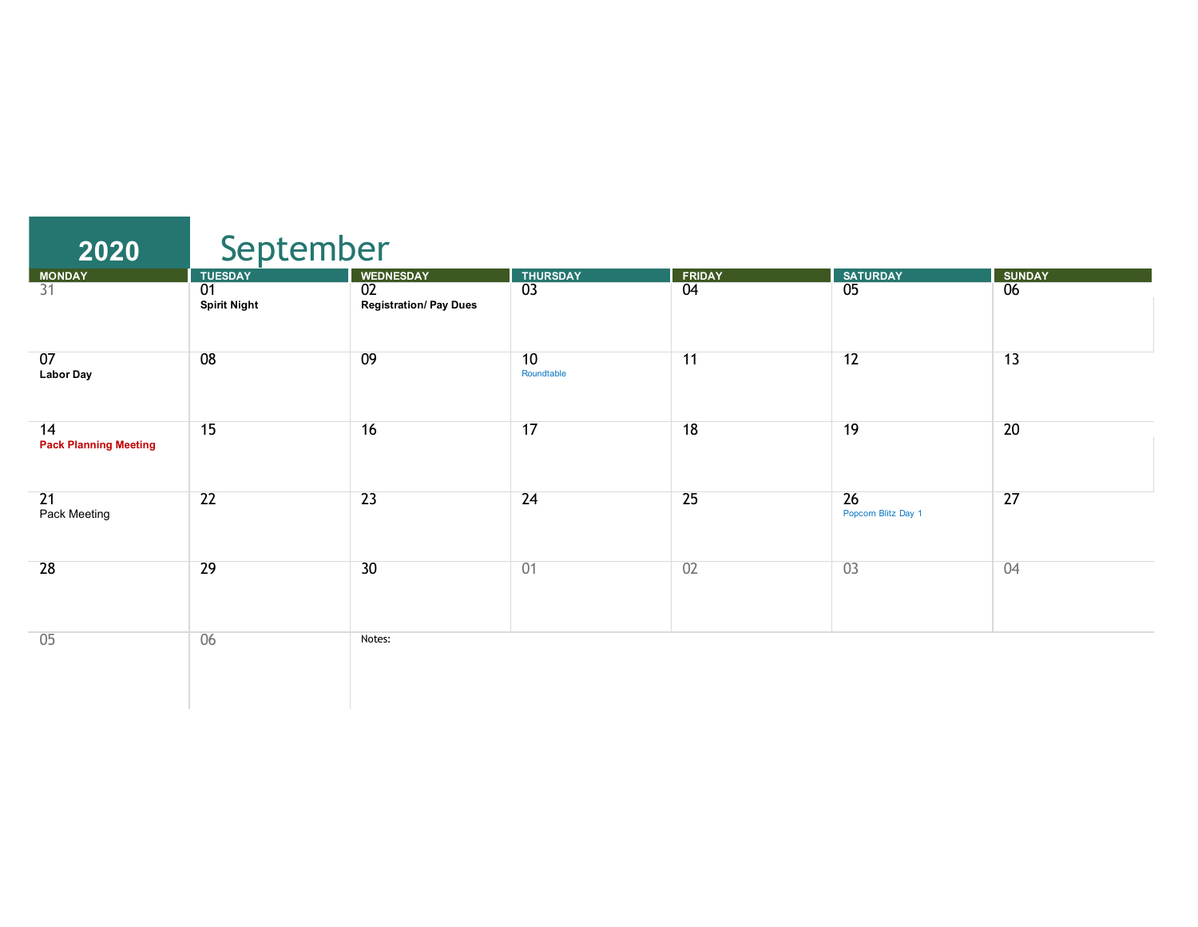# 2020 September

| MONDAY | TUESDAY | WEDNESDAY | THURSDAY | FRIDAY | SATURDAY | SUNDAY |
|---|---|---|---|---|---|---|
| 31 | 01<br>**Spirit Night** | 02<br>**Registration/ Pay Dues** | 03 | 04 | 05 | 06 |
| 07<br>**Labor Day** | 08 | 09 | 10<br>Roundtable | 11 | 12 | 13 |
| 14<br>**Pack Planning Meeting** | 15 | 16 | 17 | 18 | 19 | 20 |
| 21<br>Pack Meeting | 22 | 23 | 24 | 25 | 26<br>Popcorn Blitz Day 1 | 27 |
| 28 | 29 | 30 | 01 | 02 | 03 | 04 |
| 05 | 06 | Notes: | | | | |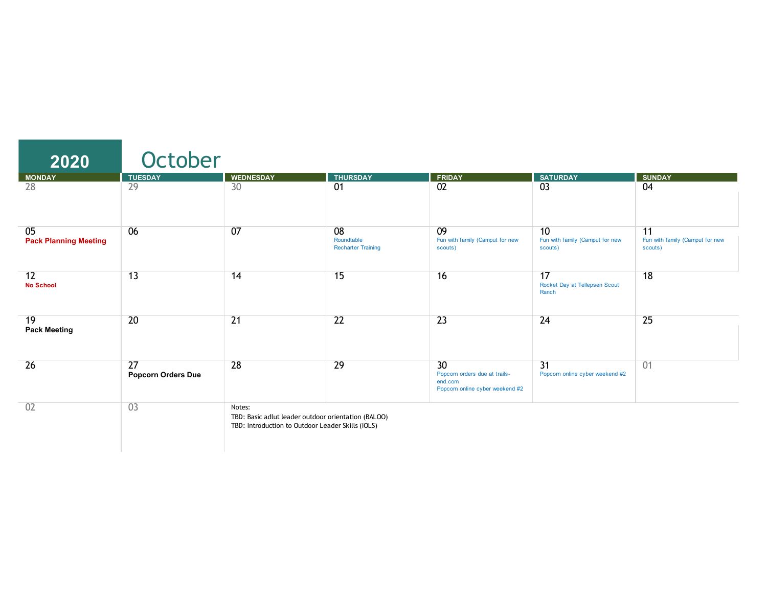# 2020 October

| MONDAY | TUESDAY | WEDNESDAY | THURSDAY | FRIDAY | SATURDAY | SUNDAY |
|---|---|---|---|---|---|---|
| 28 | 29 | 30 | 01 | 02 | 03 | 04 |
| 05 **Pack Planning Meeting** | 06 | 07 | 08 Roundtable Recharter Training | 09 Fun with family (Camput for new scouts) | 10 Fun with family (Camput for new scouts) | 11 Fun with family (Camput for new scouts) |
| 12 **No School** | 13 | 14 | 15 | 16 | 17 Rocket Day at Tellepsen Scout Ranch | 18 |
| 19 **Pack Meeting** | 20 | 21 | 22 | 23 | 24 | 25 |
| 26 | 27 **Popcorn Orders Due** | 28 | 29 | 30 Popcorn orders due at trails-end.com Popcorn online cyber weekend #2 | 31 Popcorn online cyber weekend #2 | 01 |
| 02 | 03 | Notes: TBD: Basic adlut leader outdoor orientation (BALOO) TBD: Introduction to Outdoor Leader Skills (IOLS) | | | | |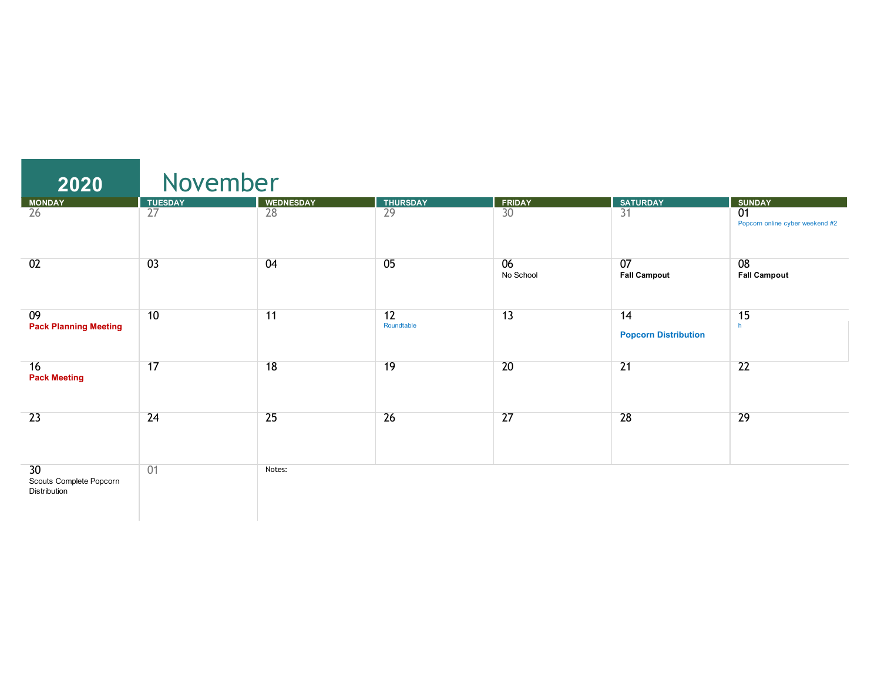# 2020 November

| MONDAY | TUESDAY | WEDNESDAY | THURSDAY | FRIDAY | SATURDAY | SUNDAY |
|---|---|---|---|---|---|---|
| 26 | 27 | 28 | 29 | 30 | 31 | 01 Popcorn online cyber weekend #2 |
| 02 | 03 | 04 | 05 | 06 No School | 07 **Fall Campout** | 08 **Fall Campout** |
| 09 **Pack Planning Meeting** | 10 | 11 | 12 Roundtable | 13 | 14 **Popcorn Distribution** | 15 h |
| 16 **Pack Meeting** | 17 | 18 | 19 | 20 | 21 | 22 |
| 23 | 24 | 25 | 26 | 27 | 28 | 29 |
| 30 Scouts Complete Popcorn Distribution | 01 | Notes: | | | | |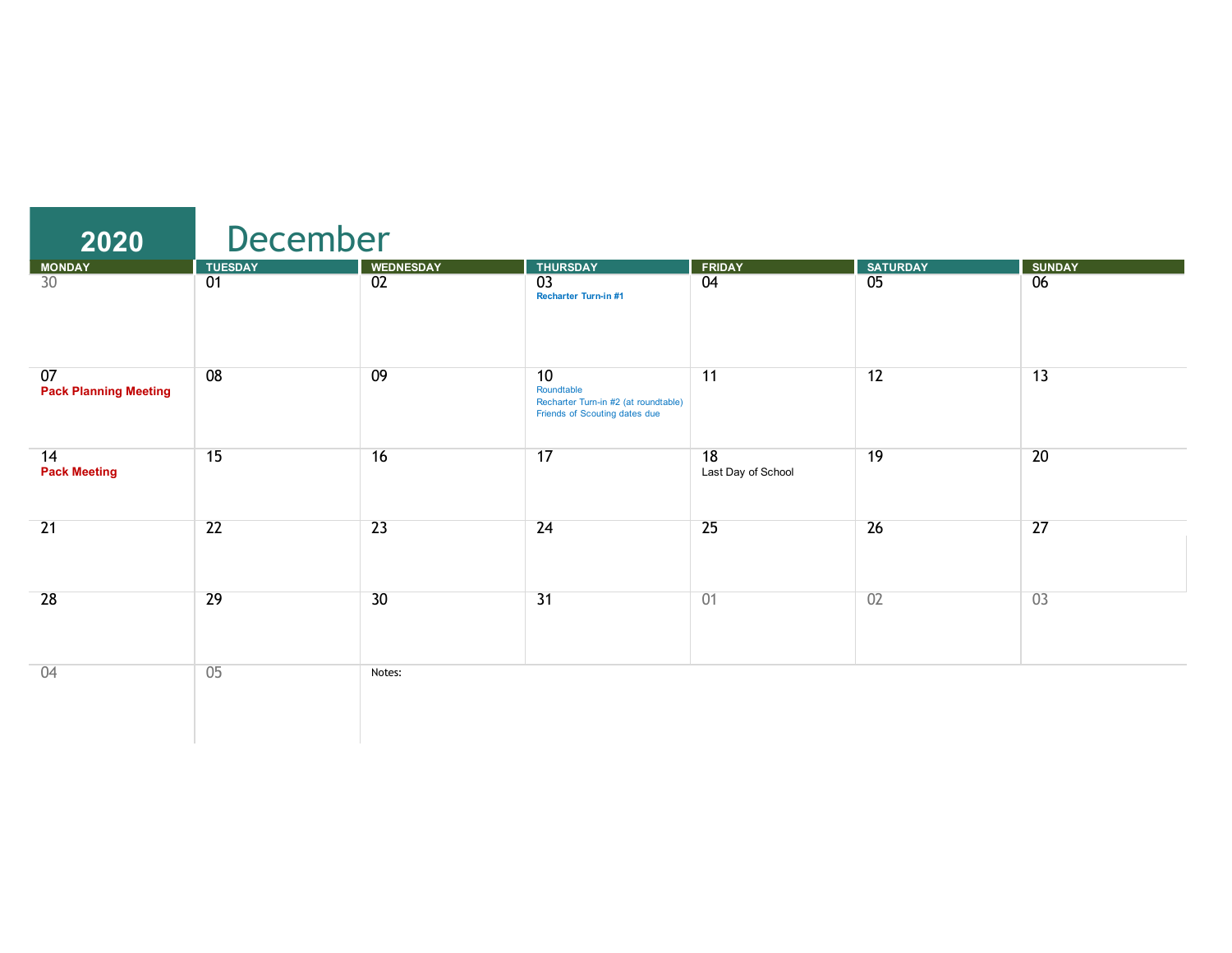# 2020 December

| MONDAY | TUESDAY | WEDNESDAY | THURSDAY | FRIDAY | SATURDAY | SUNDAY |
|---|---|---|---|---|---|---|
| 30 | 01 | 02 | 03<br>**Recharter Turn-in #1** | 04 | 05 | 06 |
| 07<br>**Pack Planning Meeting** | 08 | 09 | 10<br>Roundtable<br>Recharter Turn-in #2 (at roundtable)<br>Friends of Scouting dates due | 11 | 12 | 13 |
| 14<br>**Pack Meeting** | 15 | 16 | 17 | 18<br>Last Day of School | 19 | 20 |
| 21 | 22 | 23 | 24 | 25 | 26 | 27 |
| 28 | 29 | 30 | 31 | 01 | 02 | 03 |
| 04 | 05 | Notes: | | | | |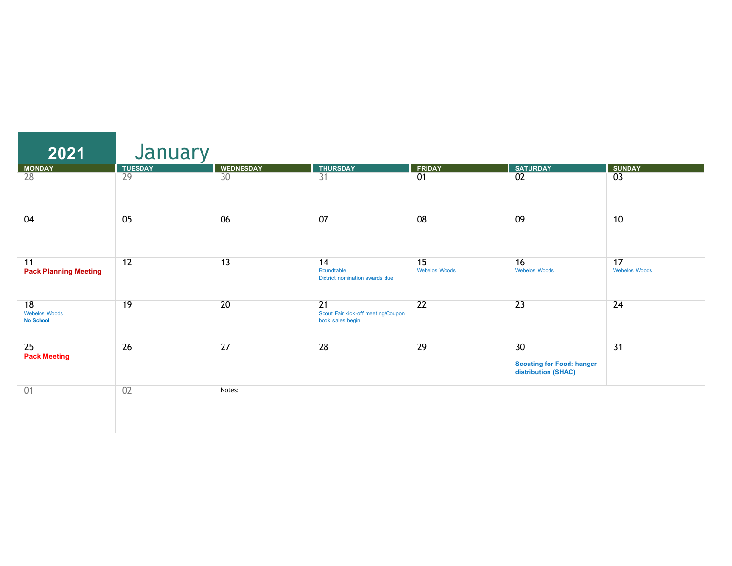# 2021 January

| MONDAY | TUESDAY | WEDNESDAY | THURSDAY | FRIDAY | SATURDAY | SUNDAY |
|---|---|---|---|---|---|---|
| 28 | 29 | 30 | 31 | 01 | 02 | 03 |
| 04 | 05 | 06 | 07 | 08 | 09 | 10 |
| 11 **Pack Planning Meeting** | 12 | 13 | 14 Roundtable Dictrict nomination awards due | 15 Webelos Woods | 16 Webelos Woods | 17 Webelos Woods |
| 18 Webelos Woods **No School** | 19 | 20 | 21 Scout Fair kick-off meeting/Coupon book sales begin | 22 | 23 | 24 |
| 25 **Pack Meeting** | 26 | 27 | 28 | 29 | 30 **Scouting for Food: hanger distribution (SHAC)** | 31 |
| 01 | 02 | Notes: | | | | |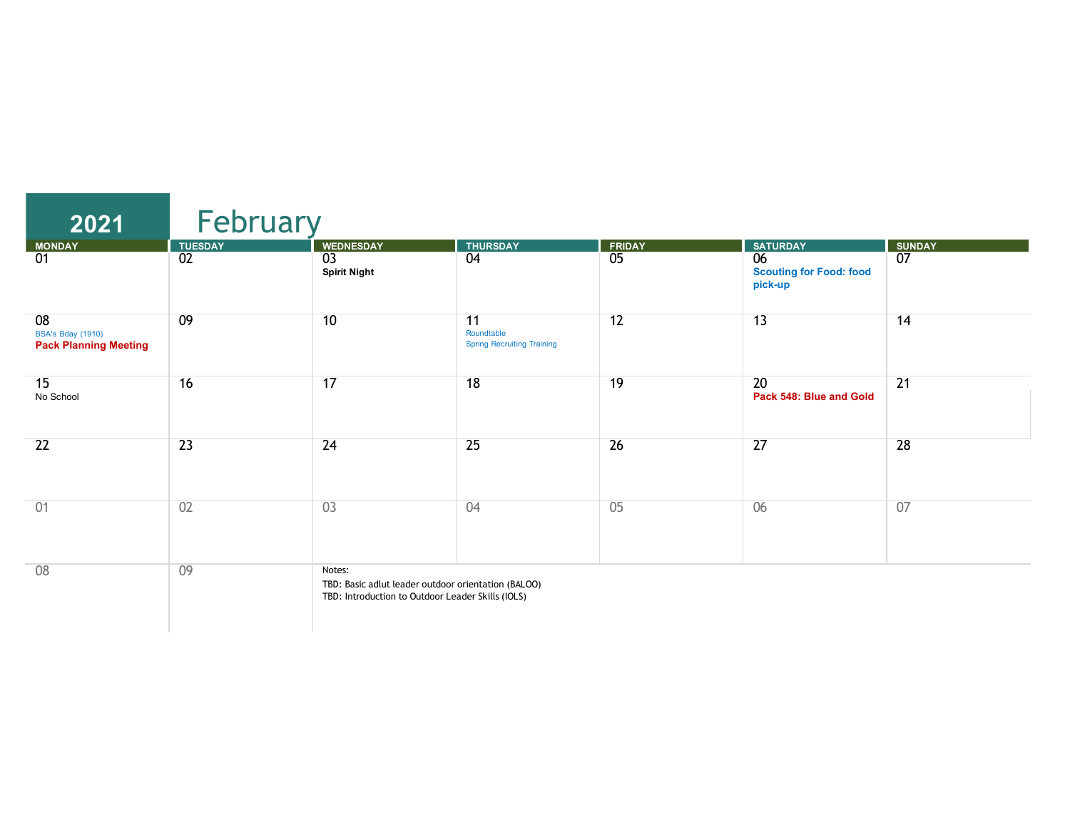# 2021 February

| MONDAY | TUESDAY | WEDNESDAY | THURSDAY | FRIDAY | SATURDAY | SUNDAY |
|---|---|---|---|---|---|---|
| 01 | 02 | 03 **Spirit Night** | 04 | 05 | 06 **Scouting for Food: food pick-up** | 07 |
| 08 BSA's Bday (1910) **Pack Planning Meeting** | 09 | 10 | 11 Roundtable Spring Recruiting Training | 12 | 13 | 14 |
| 15 No School | 16 | 17 | 18 | 19 | 20 **Pack 548: Blue and Gold** | 21 |
| 22 | 23 | 24 | 25 | 26 | 27 | 28 |
| 01 | 02 | 03 | 04 | 05 | 06 | 07 |
| 08 | 09 | | | | | |

Notes:

TBD: Basic adlut leader outdoor orientation (BALOO)

TBD: Introduction to Outdoor Leader Skills (IOLS)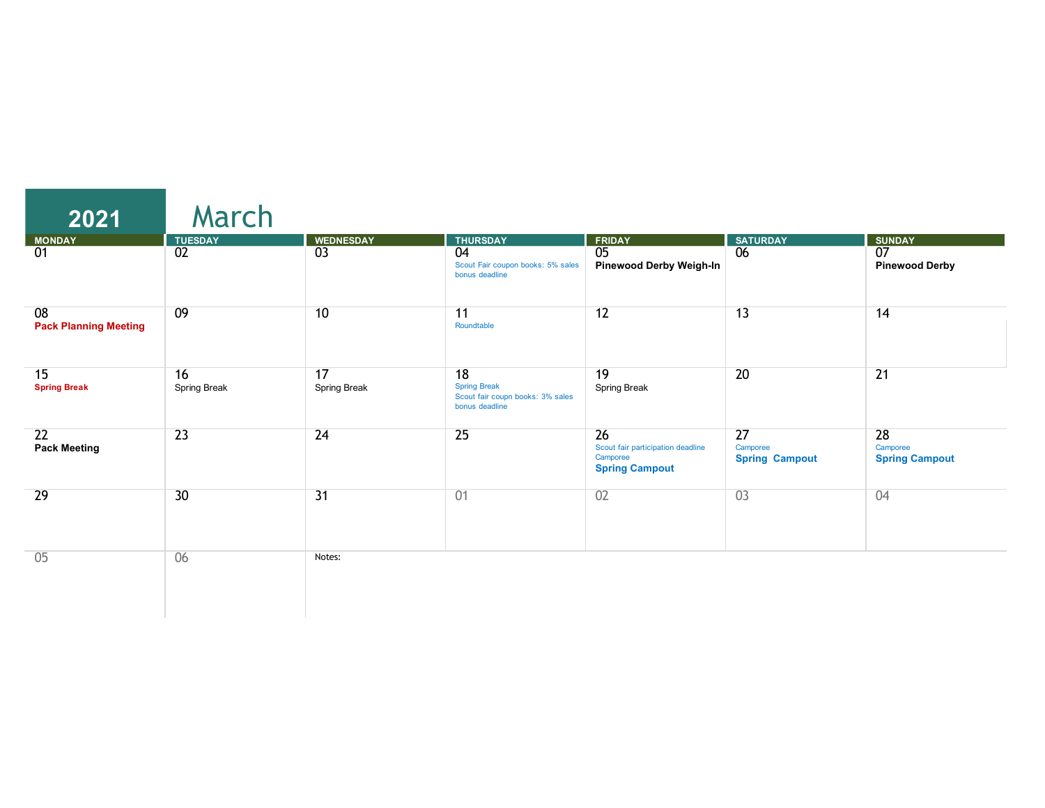# 2021 March

| MONDAY | TUESDAY | WEDNESDAY | THURSDAY | FRIDAY | SATURDAY | SUNDAY |
|---|---|---|---|---|---|---|
| 01 | 02 | 03 | 04 Scout Fair coupon books: 5% sales bonus deadline | 05 **Pinewood Derby Weigh-In** | 06 | 07 **Pinewood Derby** |
| 08 **Pack Planning Meeting** | 09 | 10 | 11 Roundtable | 12 | 13 | 14 |
| 15 **Spring Break** | 16 Spring Break | 17 Spring Break | 18 Spring Break Scout fair coupn books: 3% sales bonus deadline | 19 Spring Break | 20 | 21 |
| 22 **Pack Meeting** | 23 | 24 | 25 | 26 Scout fair participation deadline Camporee **Spring Campout** | 27 Camporee **Spring  Campout** | 28 Camporee **Spring Campout** |
| 29 | 30 | 31 | 01 | 02 | 03 | 04 |
| 05 | 06 | Notes: | | | | |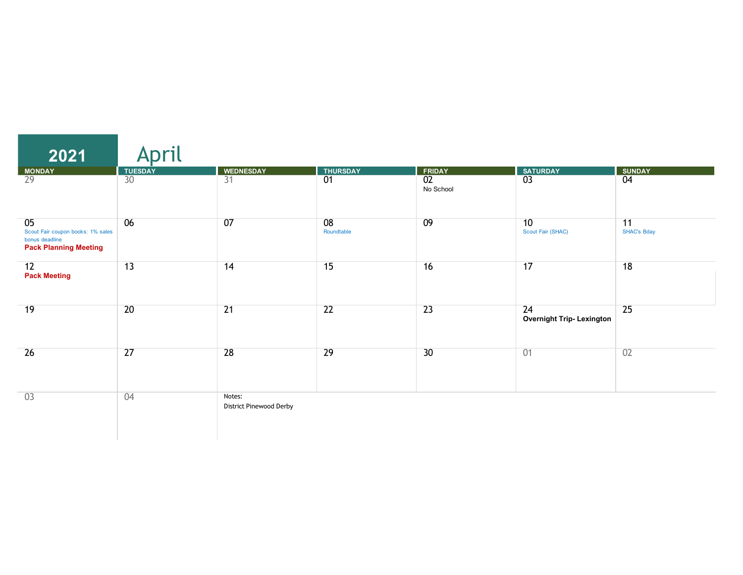# 2021 April

| MONDAY | TUESDAY | WEDNESDAY | THURSDAY | FRIDAY | SATURDAY | SUNDAY |
|---|---|---|---|---|---|---|
| 29 | 30 | 31 | 01 | 02<br>No School | 03 | 04 |
| 05<br>Scout Fair coupon books: 1% sales bonus deadline<br>**Pack Planning Meeting** | 06 | 07 | 08<br>Roundtable | 09 | 10<br>Scout Fair (SHAC) | 11<br>SHAC's Bday |
| 12<br>**Pack Meeting** | 13 | 14 | 15 | 16 | 17 | 18 |
| 19 | 20 | 21 | 22 | 23 | 24<br>**Overnight Trip- Lexington** | 25 |
| 26 | 27 | 28 | 29 | 30 | 01 | 02 |
| 03 | 04 | Notes:<br>District Pinewood Derby | | | | |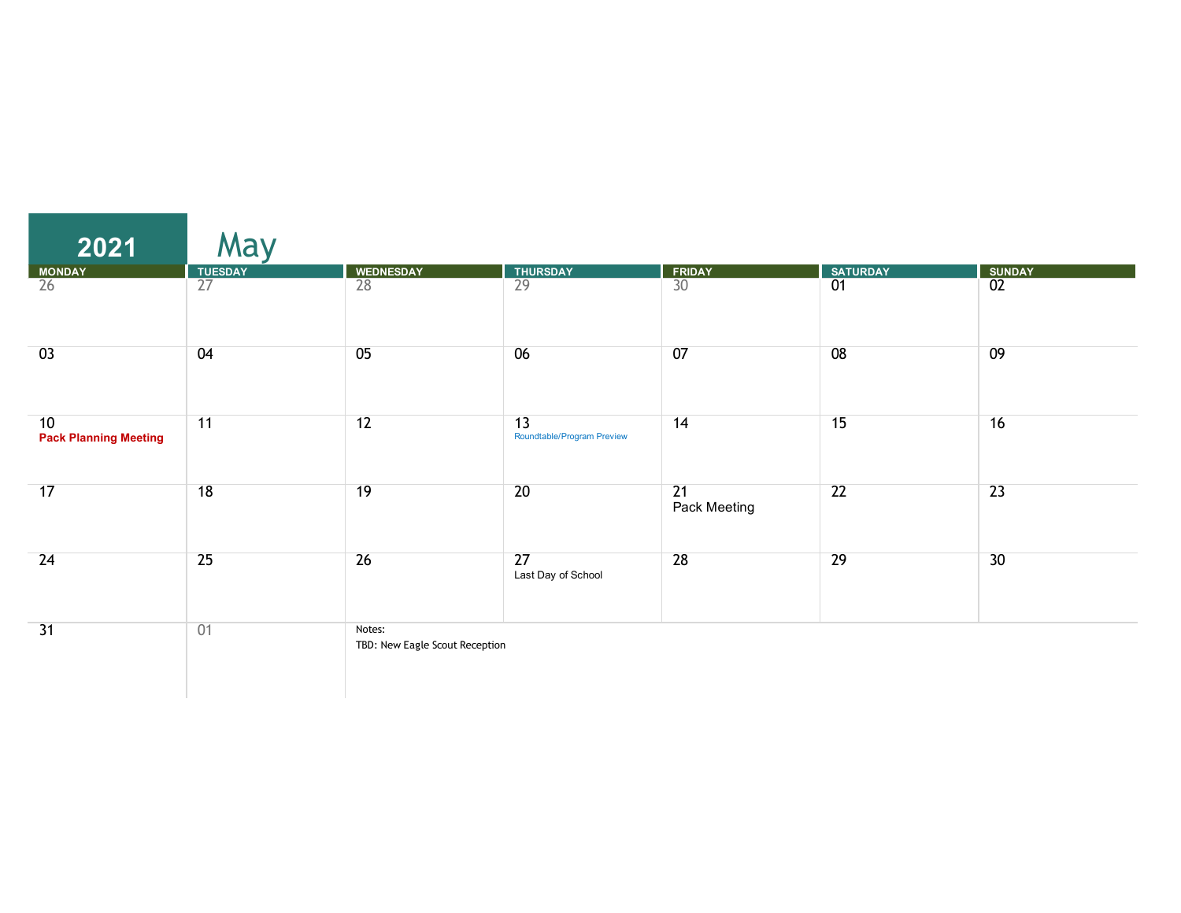# 2021 May

| MONDAY | TUESDAY | WEDNESDAY | THURSDAY | FRIDAY | SATURDAY | SUNDAY |
|---|---|---|---|---|---|---|
| 26 | 27 | 28 | 29 | 30 | 01 | 02 |
| 03 | 04 | 05 | 06 | 07 | 08 | 09 |
| 10 **Pack Planning Meeting** | 11 | 12 | 13 Roundtable/Program Preview | 14 | 15 | 16 |
| 17 | 18 | 19 | 20 | 21 Pack Meeting | 22 | 23 |
| 24 | 25 | 26 | 27 Last Day of School | 28 | 29 | 30 |
| 31 | 01 | Notes: TBD: New Eagle Scout Reception | | | | |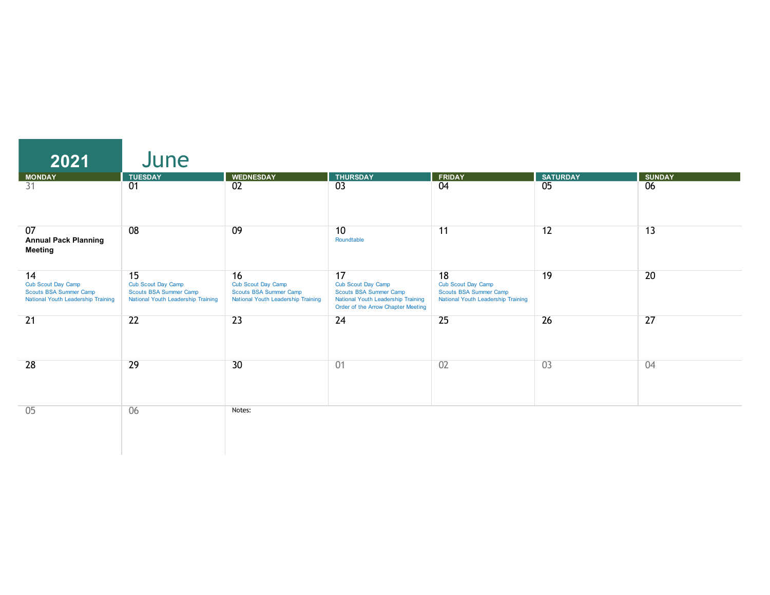# 2021 June

| MONDAY | TUESDAY | WEDNESDAY | THURSDAY | FRIDAY | SATURDAY | SUNDAY |
| --- | --- | --- | --- | --- | --- | --- |
| 31 | 01 | 02 | 03 | 04 | 05 | 06 |
| 07 **Annual Pack Planning Meeting** | 08 | 09 | 10 Roundtable | 11 | 12 | 13 |
| 14 Cub Scout Day Camp Scouts BSA Summer Camp National Youth Leadership Training | 15 Cub Scout Day Camp Scouts BSA Summer Camp National Youth Leadership Training | 16 Cub Scout Day Camp Scouts BSA Summer Camp National Youth Leadership Training | 17 Cub Scout Day Camp Scouts BSA Summer Camp National Youth Leadership Training Order of the Arrow Chapter Meeting | 18 Cub Scout Day Camp Scouts BSA Summer Camp National Youth Leadership Training | 19 | 20 |
| 21 | 22 | 23 | 24 | 25 | 26 | 27 |
| 28 | 29 | 30 | 01 | 02 | 03 | 04 |
| 05 | 06 | Notes: | | | | |